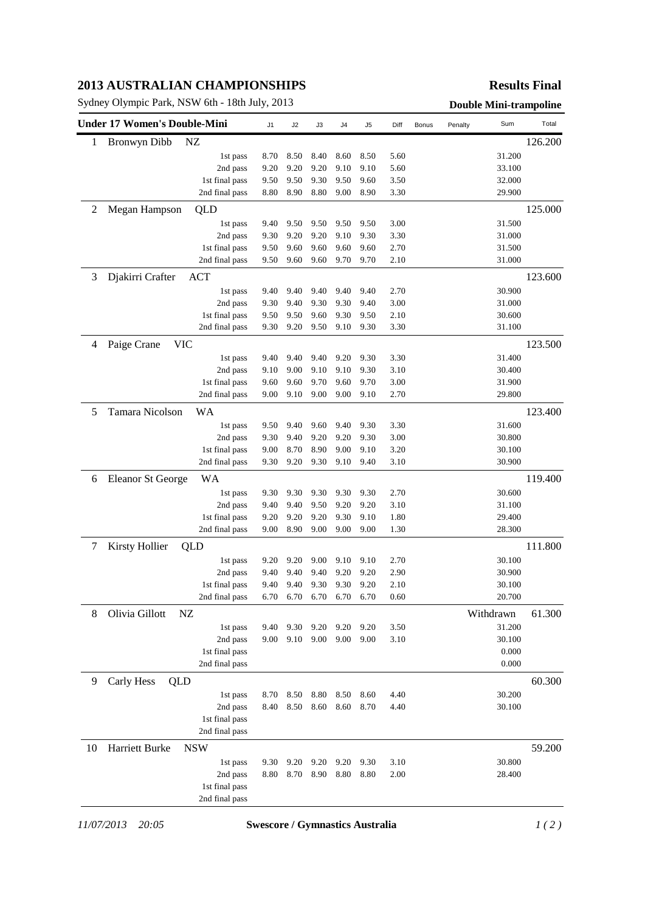# 2013 AUSTRALIAN CHAMPIONSHIPS

**Results Final**

Sydney Olympic Park, NSW 6th - 18th July, 2013

**Double Mini-trampoline**

| Under 17 Women's Double-Mini | | | J1 | J2 | J3 | J4 | J5 | Diff | Bonus | Penalty | Sum | Total |
|---|---|---|---|---|---|---|---|---|---|---|---|---|
| 1 | Bronwyn Dibb | NZ | | | | | | | | | | 126.200 |
| | | 1st pass | 8.70 | 8.50 | 8.40 | 8.60 | 8.50 | 5.60 | | | 31.200 | |
| | | 2nd pass | 9.20 | 9.20 | 9.20 | 9.10 | 9.10 | 5.60 | | | 33.100 | |
| | | 1st final pass | 9.50 | 9.50 | 9.30 | 9.50 | 9.60 | 3.50 | | | 32.000 | |
| | | 2nd final pass | 8.80 | 8.90 | 8.80 | 9.00 | 8.90 | 3.30 | | | 29.900 | |
| 2 | Megan Hampson | QLD | | | | | | | | | | 125.000 |
| | | 1st pass | 9.40 | 9.50 | 9.50 | 9.50 | 9.50 | 3.00 | | | 31.500 | |
| | | 2nd pass | 9.30 | 9.20 | 9.20 | 9.10 | 9.30 | 3.30 | | | 31.000 | |
| | | 1st final pass | 9.50 | 9.60 | 9.60 | 9.60 | 9.60 | 2.70 | | | 31.500 | |
| | | 2nd final pass | 9.50 | 9.60 | 9.60 | 9.70 | 9.70 | 2.10 | | | 31.000 | |
| 3 | Djakirri Crafter | ACT | | | | | | | | | | 123.600 |
| | | 1st pass | 9.40 | 9.40 | 9.40 | 9.40 | 9.40 | 2.70 | | | 30.900 | |
| | | 2nd pass | 9.30 | 9.40 | 9.30 | 9.30 | 9.40 | 3.00 | | | 31.000 | |
| | | 1st final pass | 9.50 | 9.50 | 9.60 | 9.30 | 9.50 | 2.10 | | | 30.600 | |
| | | 2nd final pass | 9.30 | 9.20 | 9.50 | 9.10 | 9.30 | 3.30 | | | 31.100 | |
| 4 | Paige Crane | VIC | | | | | | | | | | 123.500 |
| | | 1st pass | 9.40 | 9.40 | 9.40 | 9.20 | 9.30 | 3.30 | | | 31.400 | |
| | | 2nd pass | 9.10 | 9.00 | 9.10 | 9.10 | 9.30 | 3.10 | | | 30.400 | |
| | | 1st final pass | 9.60 | 9.60 | 9.70 | 9.60 | 9.70 | 3.00 | | | 31.900 | |
| | | 2nd final pass | 9.00 | 9.10 | 9.00 | 9.00 | 9.10 | 2.70 | | | 29.800 | |
| 5 | Tamara Nicolson | WA | | | | | | | | | | 123.400 |
| | | 1st pass | 9.50 | 9.40 | 9.60 | 9.40 | 9.30 | 3.30 | | | 31.600 | |
| | | 2nd pass | 9.30 | 9.40 | 9.20 | 9.20 | 9.30 | 3.00 | | | 30.800 | |
| | | 1st final pass | 9.00 | 8.70 | 8.90 | 9.00 | 9.10 | 3.20 | | | 30.100 | |
| | | 2nd final pass | 9.30 | 9.20 | 9.30 | 9.10 | 9.40 | 3.10 | | | 30.900 | |
| 6 | Eleanor St George | WA | | | | | | | | | | 119.400 |
| | | 1st pass | 9.30 | 9.30 | 9.30 | 9.30 | 9.30 | 2.70 | | | 30.600 | |
| | | 2nd pass | 9.40 | 9.40 | 9.50 | 9.20 | 9.20 | 3.10 | | | 31.100 | |
| | | 1st final pass | 9.20 | 9.20 | 9.20 | 9.30 | 9.10 | 1.80 | | | 29.400 | |
| | | 2nd final pass | 9.00 | 8.90 | 9.00 | 9.00 | 9.00 | 1.30 | | | 28.300 | |
| 7 | Kirsty Hollier | QLD | | | | | | | | | | 111.800 |
| | | 1st pass | 9.20 | 9.20 | 9.00 | 9.10 | 9.10 | 2.70 | | | 30.100 | |
| | | 2nd pass | 9.40 | 9.40 | 9.40 | 9.20 | 9.20 | 2.90 | | | 30.900 | |
| | | 1st final pass | 9.40 | 9.40 | 9.30 | 9.30 | 9.20 | 2.10 | | | 30.100 | |
| | | 2nd final pass | 6.70 | 6.70 | 6.70 | 6.70 | 6.70 | 0.60 | | | 20.700 | |
| 8 | Olivia Gillott | NZ | | | | | | | | Withdrawn | | 61.300 |
| | | 1st pass | 9.40 | 9.30 | 9.20 | 9.20 | 9.20 | 3.50 | | | 31.200 | |
| | | 2nd pass | 9.00 | 9.10 | 9.00 | 9.00 | 9.00 | 3.10 | | | 30.100 | |
| | | 1st final pass | | | | | | | | | 0.000 | |
| | | 2nd final pass | | | | | | | | | 0.000 | |
| 9 | Carly Hess | QLD | | | | | | | | | | 60.300 |
| | | 1st pass | 8.70 | 8.50 | 8.80 | 8.50 | 8.60 | 4.40 | | | 30.200 | |
| | | 2nd pass | 8.40 | 8.50 | 8.60 | 8.60 | 8.70 | 4.40 | | | 30.100 | |
| | | 1st final pass | | | | | | | | | | |
| | | 2nd final pass | | | | | | | | | | |
| 10 | Harriett Burke | NSW | | | | | | | | | | 59.200 |
| | | 1st pass | 9.30 | 9.20 | 9.20 | 9.20 | 9.30 | 3.10 | | | 30.800 | |
| | | 2nd pass | 8.80 | 8.70 | 8.90 | 8.80 | 8.80 | 2.00 | | | 28.400 | |
| | | 1st final pass | | | | | | | | | | |
| | | 2nd final pass | | | | | | | | | | |

*11/07/2013 20:05* **Swescore / Gymnastics Australia**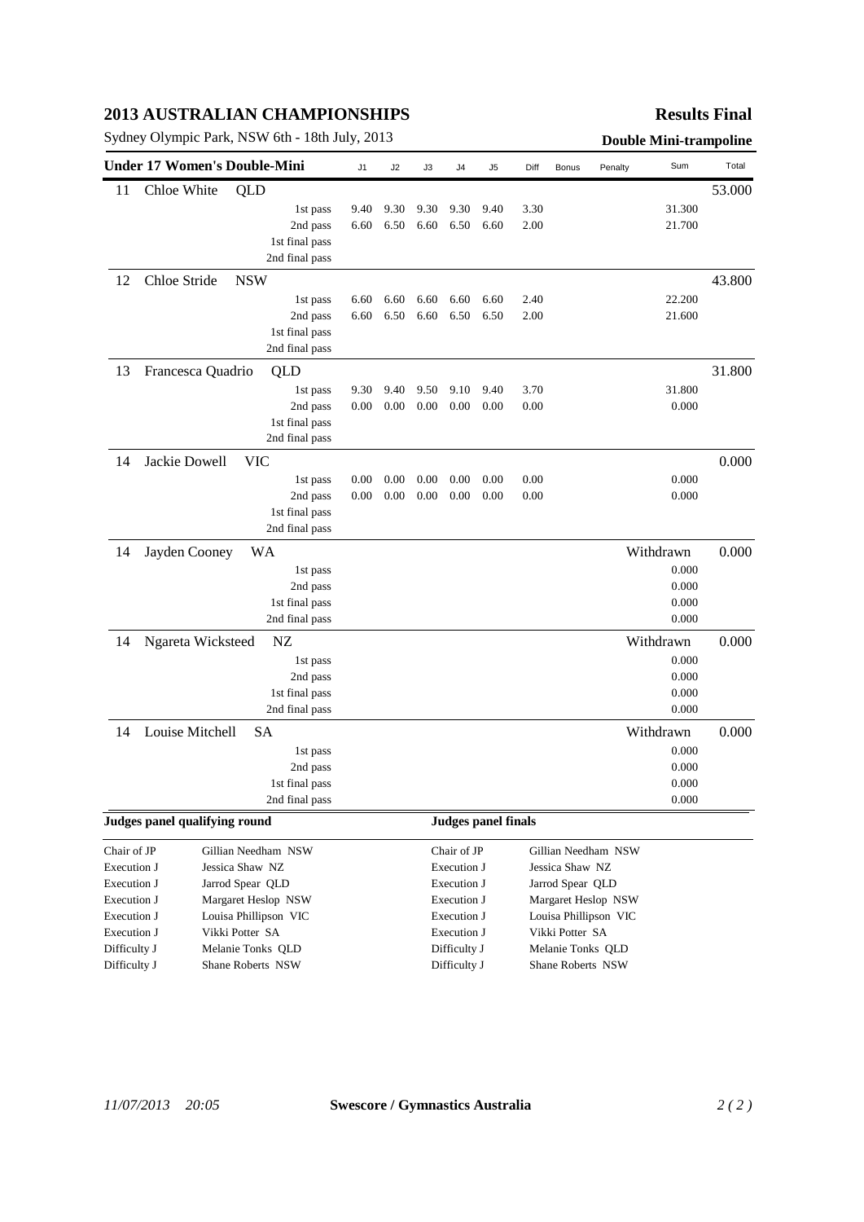# 2013 AUSTRALIAN CHAMPIONSHIPS

**Results Final**

Sydney Olympic Park, NSW 6th - 18th July, 2013

**Double Mini-trampoline**

| Under 17 Women's Double-Mini | | J1 | J2 | J3 | J4 | J5 | Diff | Bonus | Penalty | Sum | Total |
|---|---|---|---|---|---|---|---|---|---|---|---|
| 11 | Chloe White QLD | | | | | | | | | | 53.000 |
| | 1st pass | 9.40 | 9.30 | 9.30 | 9.30 | 9.40 | 3.30 | | | 31.300 | |
| | 2nd pass | 6.60 | 6.50 | 6.60 | 6.50 | 6.60 | 2.00 | | | 21.700 | |
| | 1st final pass | | | | | | | | | | |
| | 2nd final pass | | | | | | | | | | |
| 12 | Chloe Stride NSW | | | | | | | | | | 43.800 |
| | 1st pass | 6.60 | 6.60 | 6.60 | 6.60 | 6.60 | 2.40 | | | 22.200 | |
| | 2nd pass | 6.60 | 6.50 | 6.60 | 6.50 | 6.50 | 2.00 | | | 21.600 | |
| | 1st final pass | | | | | | | | | | |
| | 2nd final pass | | | | | | | | | | |
| 13 | Francesca Quadrio QLD | | | | | | | | | | 31.800 |
| | 1st pass | 9.30 | 9.40 | 9.50 | 9.10 | 9.40 | 3.70 | | | 31.800 | |
| | 2nd pass | 0.00 | 0.00 | 0.00 | 0.00 | 0.00 | 0.00 | | | 0.000 | |
| | 1st final pass | | | | | | | | | | |
| | 2nd final pass | | | | | | | | | | |
| 14 | Jackie Dowell VIC | | | | | | | | | | 0.000 |
| | 1st pass | 0.00 | 0.00 | 0.00 | 0.00 | 0.00 | 0.00 | | | 0.000 | |
| | 2nd pass | 0.00 | 0.00 | 0.00 | 0.00 | 0.00 | 0.00 | | | 0.000 | |
| | 1st final pass | | | | | | | | | | |
| | 2nd final pass | | | | | | | | | | |
| 14 | Jayden Cooney WA | | | | | | | | | Withdrawn | 0.000 |
| | 1st pass | | | | | | | | | 0.000 | |
| | 2nd pass | | | | | | | | | 0.000 | |
| | 1st final pass | | | | | | | | | 0.000 | |
| | 2nd final pass | | | | | | | | | 0.000 | |
| 14 | Ngareta Wicksteed NZ | | | | | | | | | Withdrawn | 0.000 |
| | 1st pass | | | | | | | | | 0.000 | |
| | 2nd pass | | | | | | | | | 0.000 | |
| | 1st final pass | | | | | | | | | 0.000 | |
| | 2nd final pass | | | | | | | | | 0.000 | |
| 14 | Louise Mitchell SA | | | | | | | | | Withdrawn | 0.000 |
| | 1st pass | | | | | | | | | 0.000 | |
| | 2nd pass | | | | | | | | | 0.000 | |
| | 1st final pass | | | | | | | | | 0.000 | |
| | 2nd final pass | | | | | | | | | 0.000 | |

| Judges panel qualifying round | | Judges panel finals | |
|---|---|---|---|
| Chair of JP | Gillian Needham NSW | Chair of JP | Gillian Needham NSW |
| Execution J | Jessica Shaw NZ | Execution J | Jessica Shaw NZ |
| Execution J | Jarrod Spear QLD | Execution J | Jarrod Spear QLD |
| Execution J | Margaret Heslop NSW | Execution J | Margaret Heslop NSW |
| Execution J | Louisa Phillipson VIC | Execution J | Louisa Phillipson VIC |
| Execution J | Vikki Potter SA | Execution J | Vikki Potter SA |
| Difficulty J | Melanie Tonks QLD | Difficulty J | Melanie Tonks QLD |
| Difficulty J | Shane Roberts NSW | Difficulty J | Shane Roberts NSW |

*11/07/2013 20:05* **Swescore / Gymnastics Australia**